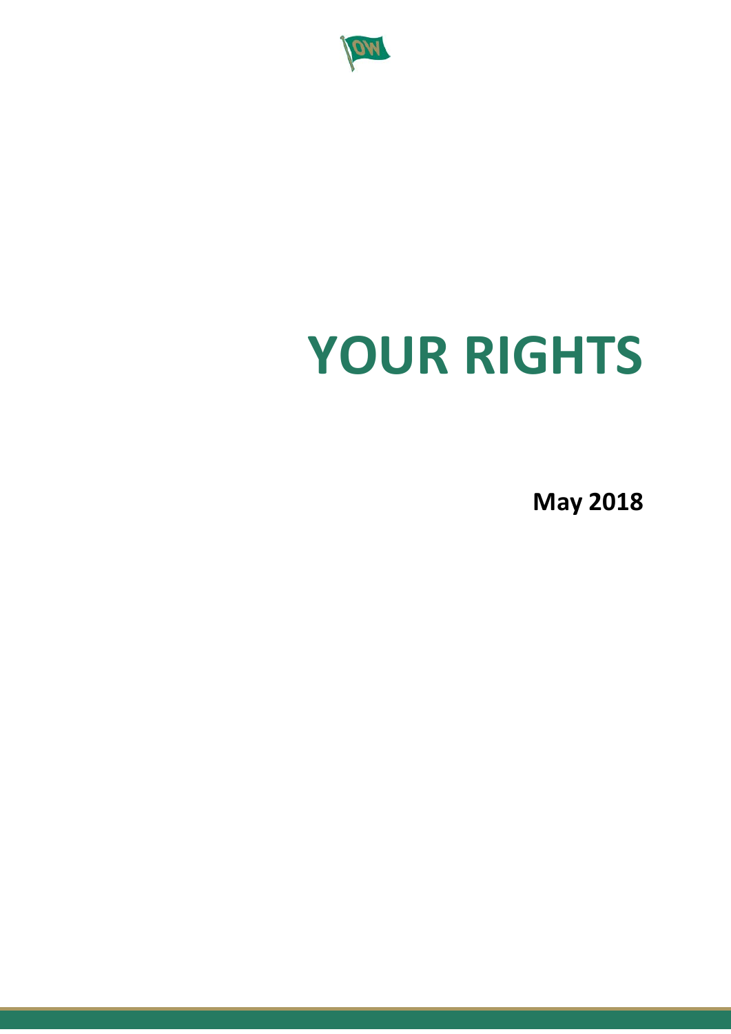# YOUR RIGHTS

**May 2018**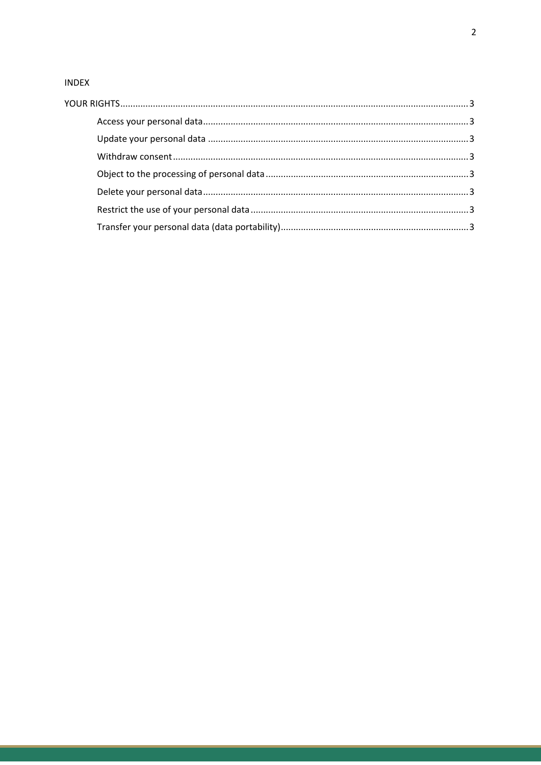INDEX

YOUR RIGHTS .......... 3

- Access your personal data .......... 3
- Update your personal data .......... 3
- Withdraw consent .......... 3
- Object to the processing of personal data .......... 3
- Delete your personal data .......... 3
- Restrict the use of your personal data .......... 3
- Transfer your personal data (data portability) .......... 3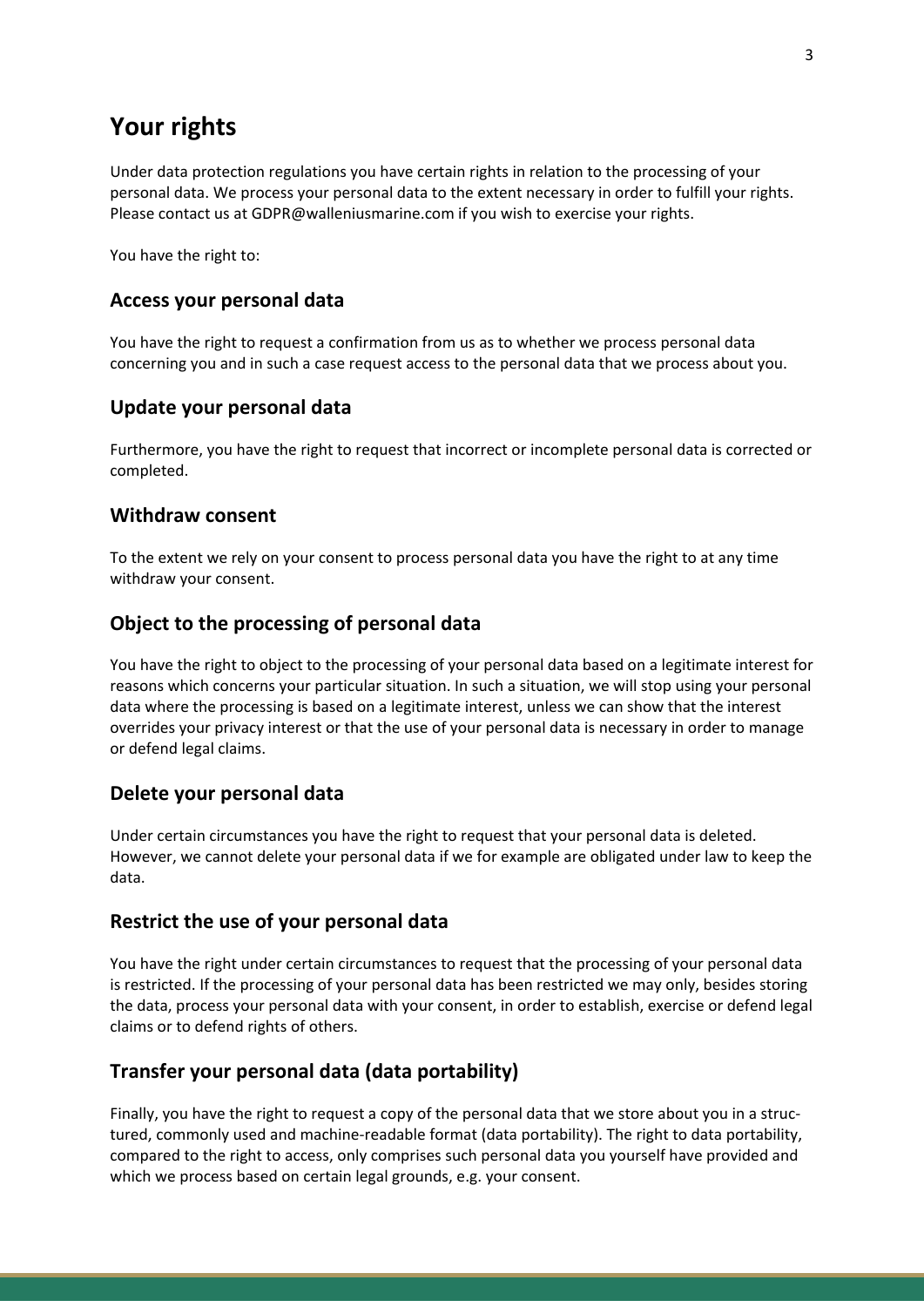# Your rights

Under data protection regulations you have certain rights in relation to the processing of your personal data. We process your personal data to the extent necessary in order to fulfill your rights. Please contact us at GDPR@walleniusmarine.com if you wish to exercise your rights.

You have the right to:

## Access your personal data

You have the right to request a confirmation from us as to whether we process personal data concerning you and in such a case request access to the personal data that we process about you.

## Update your personal data

Furthermore, you have the right to request that incorrect or incomplete personal data is corrected or completed.

## Withdraw consent

To the extent we rely on your consent to process personal data you have the right to at any time withdraw your consent.

## Object to the processing of personal data

You have the right to object to the processing of your personal data based on a legitimate interest for reasons which concerns your particular situation. In such a situation, we will stop using your personal data where the processing is based on a legitimate interest, unless we can show that the interest overrides your privacy interest or that the use of your personal data is necessary in order to manage or defend legal claims.

## Delete your personal data

Under certain circumstances you have the right to request that your personal data is deleted. However, we cannot delete your personal data if we for example are obligated under law to keep the data.

## Restrict the use of your personal data

You have the right under certain circumstances to request that the processing of your personal data is restricted. If the processing of your personal data has been restricted we may only, besides storing the data, process your personal data with your consent, in order to establish, exercise or defend legal claims or to defend rights of others.

## Transfer your personal data (data portability)

Finally, you have the right to request a copy of the personal data that we store about you in a structured, commonly used and machine-readable format (data portability). The right to data portability, compared to the right to access, only comprises such personal data you yourself have provided and which we process based on certain legal grounds, e.g. your consent.